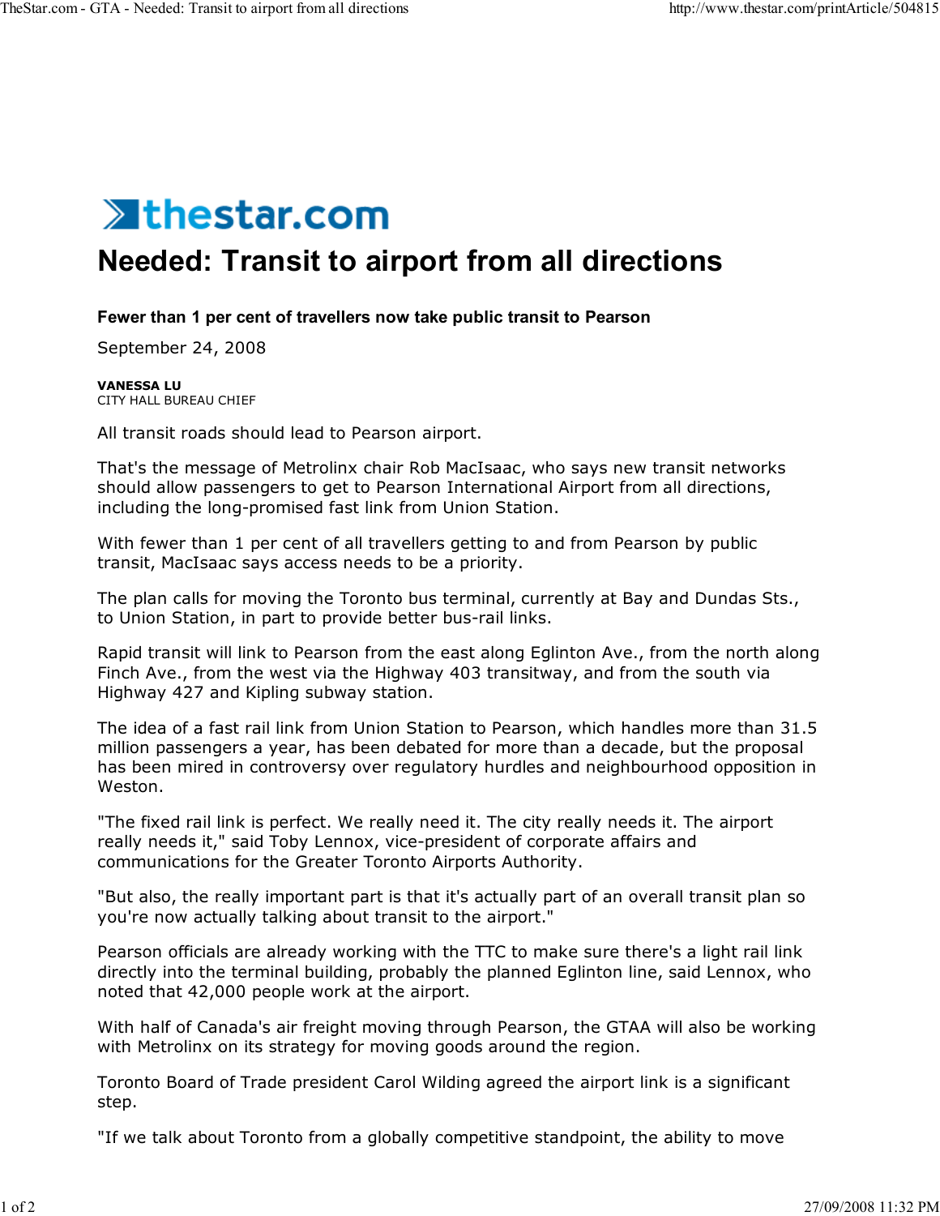# Needed: Transit to airport from all directions

**Fewer than 1 per cent of travellers now take public transit to Pearson**

September 24, 2008

**VANESSA LU**
CITY HALL BUREAU CHIEF

All transit roads should lead to Pearson airport.

That's the message of Metrolinx chair Rob MacIsaac, who says new transit networks should allow passengers to get to Pearson International Airport from all directions, including the long-promised fast link from Union Station.

With fewer than 1 per cent of all travellers getting to and from Pearson by public transit, MacIsaac says access needs to be a priority.

The plan calls for moving the Toronto bus terminal, currently at Bay and Dundas Sts., to Union Station, in part to provide better bus-rail links.

Rapid transit will link to Pearson from the east along Eglinton Ave., from the north along Finch Ave., from the west via the Highway 403 transitway, and from the south via Highway 427 and Kipling subway station.

The idea of a fast rail link from Union Station to Pearson, which handles more than 31.5 million passengers a year, has been debated for more than a decade, but the proposal has been mired in controversy over regulatory hurdles and neighbourhood opposition in Weston.

"The fixed rail link is perfect. We really need it. The city really needs it. The airport really needs it," said Toby Lennox, vice-president of corporate affairs and communications for the Greater Toronto Airports Authority.

"But also, the really important part is that it's actually part of an overall transit plan so you're now actually talking about transit to the airport."

Pearson officials are already working with the TTC to make sure there's a light rail link directly into the terminal building, probably the planned Eglinton line, said Lennox, who noted that 42,000 people work at the airport.

With half of Canada's air freight moving through Pearson, the GTAA will also be working with Metrolinx on its strategy for moving goods around the region.

Toronto Board of Trade president Carol Wilding agreed the airport link is a significant step.

"If we talk about Toronto from a globally competitive standpoint, the ability to move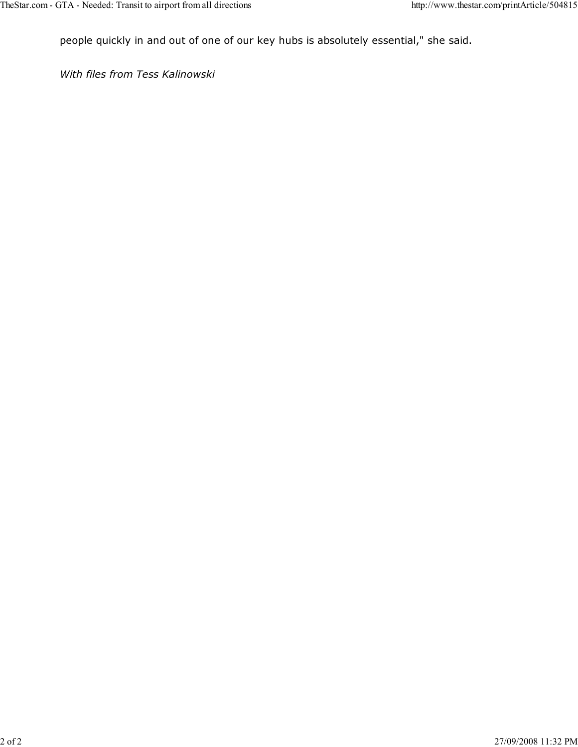people quickly in and out of one of our key hubs is absolutely essential," she said.

*With files from Tess Kalinowski*